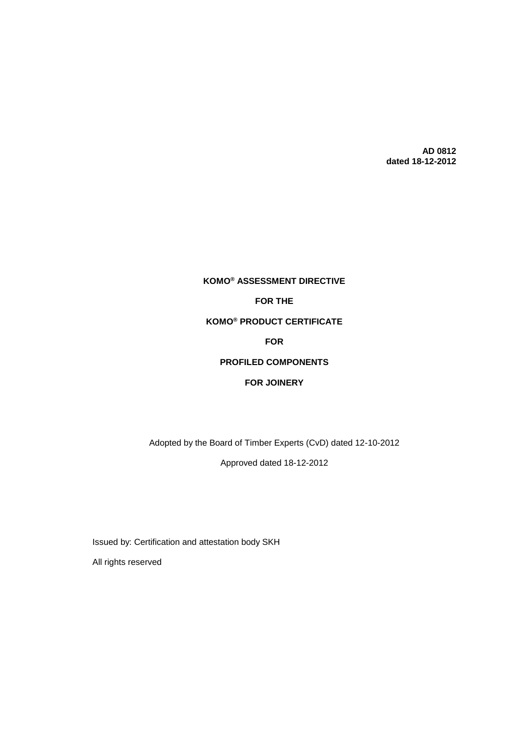**AD 0812**
**dated 18-12-2012**

# KOMO® ASSESSMENT DIRECTIVE

# FOR THE

# KOMO® PRODUCT CERTIFICATE

# FOR

# PROFILED COMPONENTS

# FOR JOINERY

Adopted by the Board of Timber Experts (CvD) dated 12-10-2012

Approved dated 18-12-2012

Issued by: Certification and attestation body SKH

All rights reserved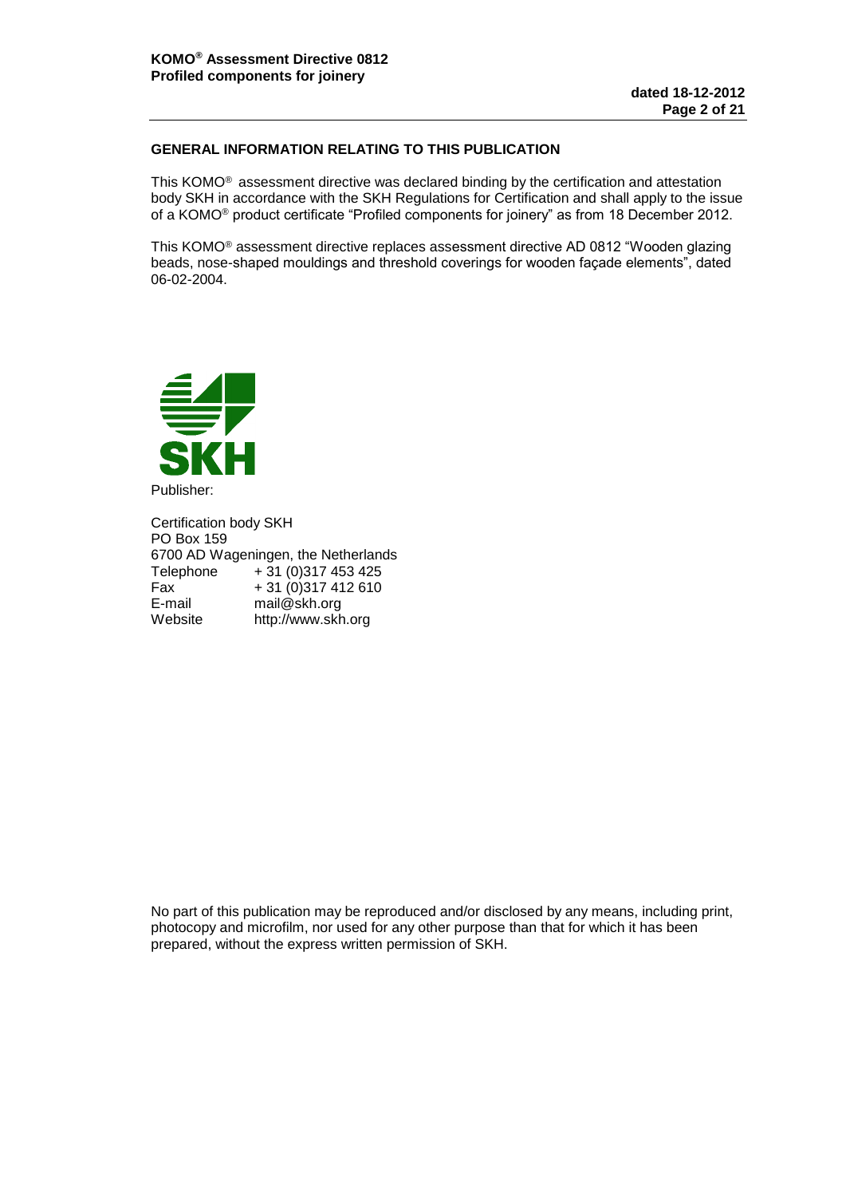## GENERAL INFORMATION RELATING TO THIS PUBLICATION

This KOMO® assessment directive was declared binding by the certification and attestation body SKH in accordance with the SKH Regulations for Certification and shall apply to the issue of a KOMO® product certificate “Profiled components for joinery” as from 18 December 2012.

This KOMO® assessment directive replaces assessment directive AD 0812 “Wooden glazing beads, nose-shaped mouldings and threshold coverings for wooden façade elements”, dated 06-02-2004.

Publisher:

Certification body SKH
PO Box 159
6700 AD Wageningen, the Netherlands

| | |
|---|---|
| Telephone | + 31 (0)317 453 425 |
| Fax | + 31 (0)317 412 610 |
| E-mail | mail@skh.org |
| Website | http://www.skh.org |

No part of this publication may be reproduced and/or disclosed by any means, including print, photocopy and microfilm, nor used for any other purpose than that for which it has been prepared, without the express written permission of SKH.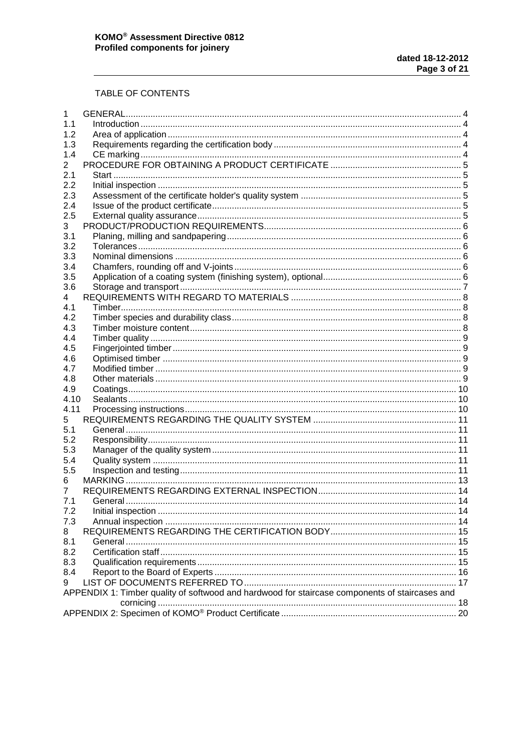TABLE OF CONTENTS

| | | |
|---|---|---|
| 1 | GENERAL | 4 |
| 1.1 | Introduction | 4 |
| 1.2 | Area of application | 4 |
| 1.3 | Requirements regarding the certification body | 4 |
| 1.4 | CE marking | 4 |
| 2 | PROCEDURE FOR OBTAINING A PRODUCT CERTIFICATE | 5 |
| 2.1 | Start | 5 |
| 2.2 | Initial inspection | 5 |
| 2.3 | Assessment of the certificate holder's quality system | 5 |
| 2.4 | Issue of the product certificate | 5 |
| 2.5 | External quality assurance | 5 |
| 3 | PRODUCT/PRODUCTION REQUIREMENTS | 6 |
| 3.1 | Planing, milling and sandpapering | 6 |
| 3.2 | Tolerances | 6 |
| 3.3 | Nominal dimensions | 6 |
| 3.4 | Chamfers, rounding off and V-joints | 6 |
| 3.5 | Application of a coating system (finishing system), optional | 6 |
| 3.6 | Storage and transport | 7 |
| 4 | REQUIREMENTS WITH REGARD TO MATERIALS | 8 |
| 4.1 | Timber | 8 |
| 4.2 | Timber species and durability class | 8 |
| 4.3 | Timber moisture content | 8 |
| 4.4 | Timber quality | 9 |
| 4.5 | Fingerjointed timber | 9 |
| 4.6 | Optimised timber | 9 |
| 4.7 | Modified timber | 9 |
| 4.8 | Other materials | 9 |
| 4.9 | Coatings | 10 |
| 4.10 | Sealants | 10 |
| 4.11 | Processing instructions | 10 |
| 5 | REQUIREMENTS REGARDING THE QUALITY SYSTEM | 11 |
| 5.1 | General | 11 |
| 5.2 | Responsibility | 11 |
| 5.3 | Manager of the quality system | 11 |
| 5.4 | Quality system | 11 |
| 5.5 | Inspection and testing | 11 |
| 6 | MARKING | 13 |
| 7 | REQUIREMENTS REGARDING EXTERNAL INSPECTION | 14 |
| 7.1 | General | 14 |
| 7.2 | Initial inspection | 14 |
| 7.3 | Annual inspection | 14 |
| 8 | REQUIREMENTS REGARDING THE CERTIFICATION BODY | 15 |
| 8.1 | General | 15 |
| 8.2 | Certification staff | 15 |
| 8.3 | Qualification requirements | 15 |
| 8.4 | Report to the Board of Experts | 16 |
| 9 | LIST OF DOCUMENTS REFERRED TO | 17 |
| APPENDIX 1: | Timber quality of softwood and hardwood for staircase components of staircases and cornicing | 18 |
| APPENDIX 2: | Specimen of KOMO® Product Certificate | 20 |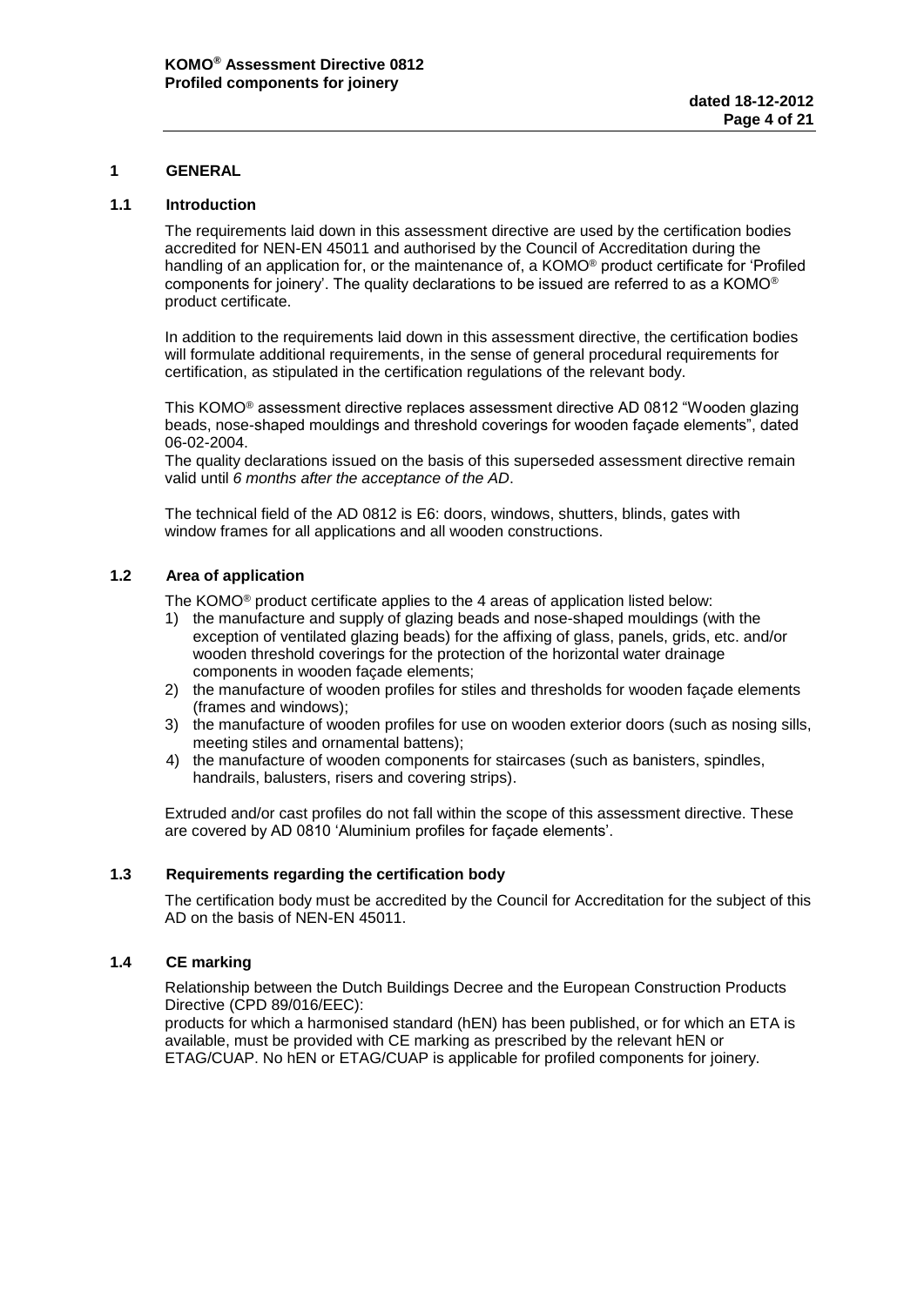## 1 GENERAL

### 1.1 Introduction

The requirements laid down in this assessment directive are used by the certification bodies accredited for NEN-EN 45011 and authorised by the Council of Accreditation during the handling of an application for, or the maintenance of, a KOMO® product certificate for 'Profiled components for joinery'. The quality declarations to be issued are referred to as a KOMO® product certificate.

In addition to the requirements laid down in this assessment directive, the certification bodies will formulate additional requirements, in the sense of general procedural requirements for certification, as stipulated in the certification regulations of the relevant body.

This KOMO® assessment directive replaces assessment directive AD 0812 "Wooden glazing beads, nose-shaped mouldings and threshold coverings for wooden façade elements", dated 06-02-2004.
The quality declarations issued on the basis of this superseded assessment directive remain valid until *6 months after the acceptance of the AD*.

The technical field of the AD 0812 is E6: doors, windows, shutters, blinds, gates with window frames for all applications and all wooden constructions.

### 1.2 Area of application

The KOMO® product certificate applies to the 4 areas of application listed below:

1) the manufacture and supply of glazing beads and nose-shaped mouldings (with the exception of ventilated glazing beads) for the affixing of glass, panels, grids, etc. and/or wooden threshold coverings for the protection of the horizontal water drainage components in wooden façade elements;
2) the manufacture of wooden profiles for stiles and thresholds for wooden façade elements (frames and windows);
3) the manufacture of wooden profiles for use on wooden exterior doors (such as nosing sills, meeting stiles and ornamental battens);
4) the manufacture of wooden components for staircases (such as banisters, spindles, handrails, balusters, risers and covering strips).

Extruded and/or cast profiles do not fall within the scope of this assessment directive. These are covered by AD 0810 'Aluminium profiles for façade elements'.

### 1.3 Requirements regarding the certification body

The certification body must be accredited by the Council for Accreditation for the subject of this AD on the basis of NEN-EN 45011.

### 1.4 CE marking

Relationship between the Dutch Buildings Decree and the European Construction Products Directive (CPD 89/016/EEC):
products for which a harmonised standard (hEN) has been published, or for which an ETA is available, must be provided with CE marking as prescribed by the relevant hEN or ETAG/CUAP. No hEN or ETAG/CUAP is applicable for profiled components for joinery.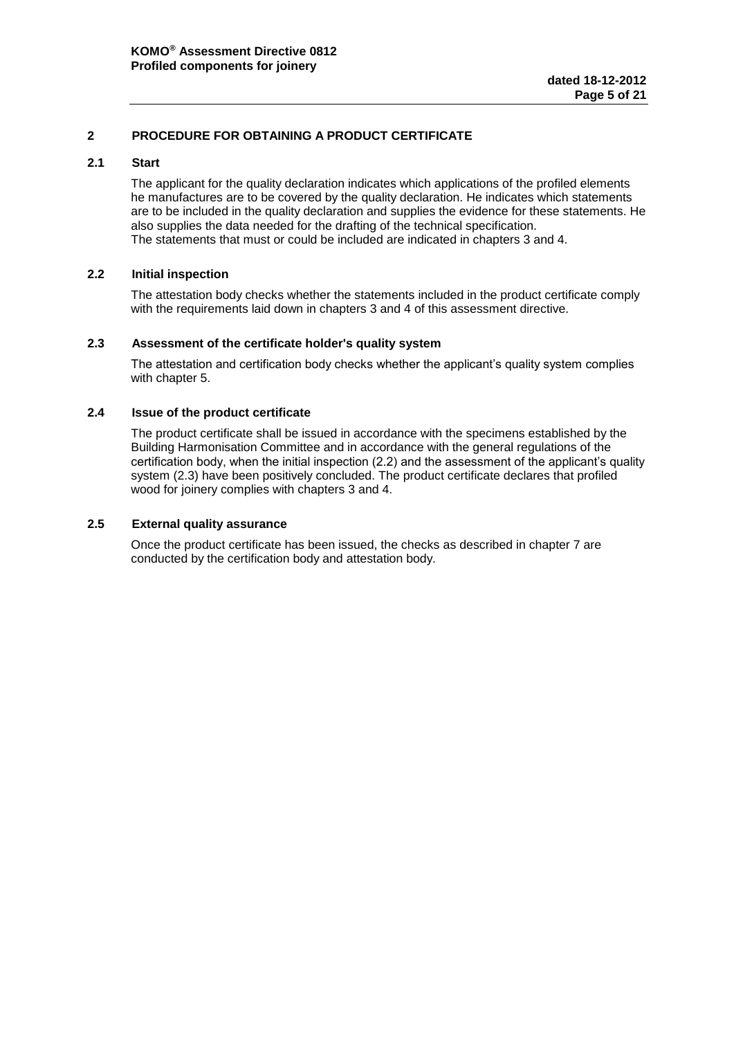## 2 PROCEDURE FOR OBTAINING A PRODUCT CERTIFICATE

### 2.1 Start

The applicant for the quality declaration indicates which applications of the profiled elements he manufactures are to be covered by the quality declaration. He indicates which statements are to be included in the quality declaration and supplies the evidence for these statements. He also supplies the data needed for the drafting of the technical specification.
The statements that must or could be included are indicated in chapters 3 and 4.

### 2.2 Initial inspection

The attestation body checks whether the statements included in the product certificate comply with the requirements laid down in chapters 3 and 4 of this assessment directive.

### 2.3 Assessment of the certificate holder's quality system

The attestation and certification body checks whether the applicant's quality system complies with chapter 5.

### 2.4 Issue of the product certificate

The product certificate shall be issued in accordance with the specimens established by the Building Harmonisation Committee and in accordance with the general regulations of the certification body, when the initial inspection (2.2) and the assessment of the applicant's quality system (2.3) have been positively concluded. The product certificate declares that profiled wood for joinery complies with chapters 3 and 4.

### 2.5 External quality assurance

Once the product certificate has been issued, the checks as described in chapter 7 are conducted by the certification body and attestation body.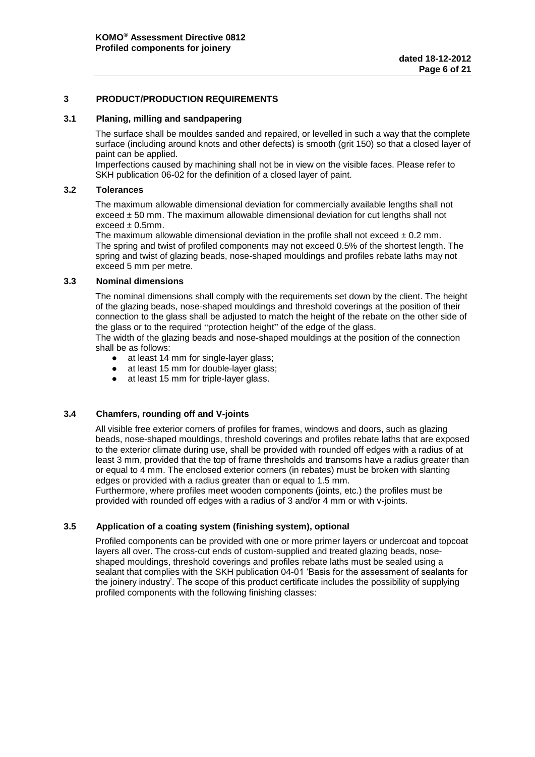# 3 PRODUCT/PRODUCTION REQUIREMENTS

## 3.1 Planing, milling and sandpapering

The surface shall be mouldes sanded and repaired, or levelled in such a way that the complete surface (including around knots and other defects) is smooth (grit 150) so that a closed layer of paint can be applied.
Imperfections caused by machining shall not be in view on the visible faces. Please refer to SKH publication 06-02 for the definition of a closed layer of paint.

## 3.2 Tolerances

The maximum allowable dimensional deviation for commercially available lengths shall not exceed ± 50 mm. The maximum allowable dimensional deviation for cut lengths shall not exceed ± 0.5mm.
The maximum allowable dimensional deviation in the profile shall not exceed ± 0.2 mm.
The spring and twist of profiled components may not exceed 0.5% of the shortest length. The spring and twist of glazing beads, nose-shaped mouldings and profiles rebate laths may not exceed 5 mm per metre.

## 3.3 Nominal dimensions

The nominal dimensions shall comply with the requirements set down by the client. The height of the glazing beads, nose-shaped mouldings and threshold coverings at the position of their connection to the glass shall be adjusted to match the height of the rebate on the other side of the glass or to the required "protection height" of the edge of the glass.
The width of the glazing beads and nose-shaped mouldings at the position of the connection shall be as follows:

- at least 14 mm for single-layer glass;
- at least 15 mm for double-layer glass;
- at least 15 mm for triple-layer glass.

## 3.4 Chamfers, rounding off and V-joints

All visible free exterior corners of profiles for frames, windows and doors, such as glazing beads, nose-shaped mouldings, threshold coverings and profiles rebate laths that are exposed to the exterior climate during use, shall be provided with rounded off edges with a radius of at least 3 mm, provided that the top of frame thresholds and transoms have a radius greater than or equal to 4 mm. The enclosed exterior corners (in rebates) must be broken with slanting edges or provided with a radius greater than or equal to 1.5 mm.
Furthermore, where profiles meet wooden components (joints, etc.) the profiles must be provided with rounded off edges with a radius of 3 and/or 4 mm or with v-joints.

## 3.5 Application of a coating system (finishing system), optional

Profiled components can be provided with one or more primer layers or undercoat and topcoat layers all over. The cross-cut ends of custom-supplied and treated glazing beads, nose-shaped mouldings, threshold coverings and profiles rebate laths must be sealed using a sealant that complies with the SKH publication 04-01 'Basis for the assessment of sealants for the joinery industry'. The scope of this product certificate includes the possibility of supplying profiled components with the following finishing classes: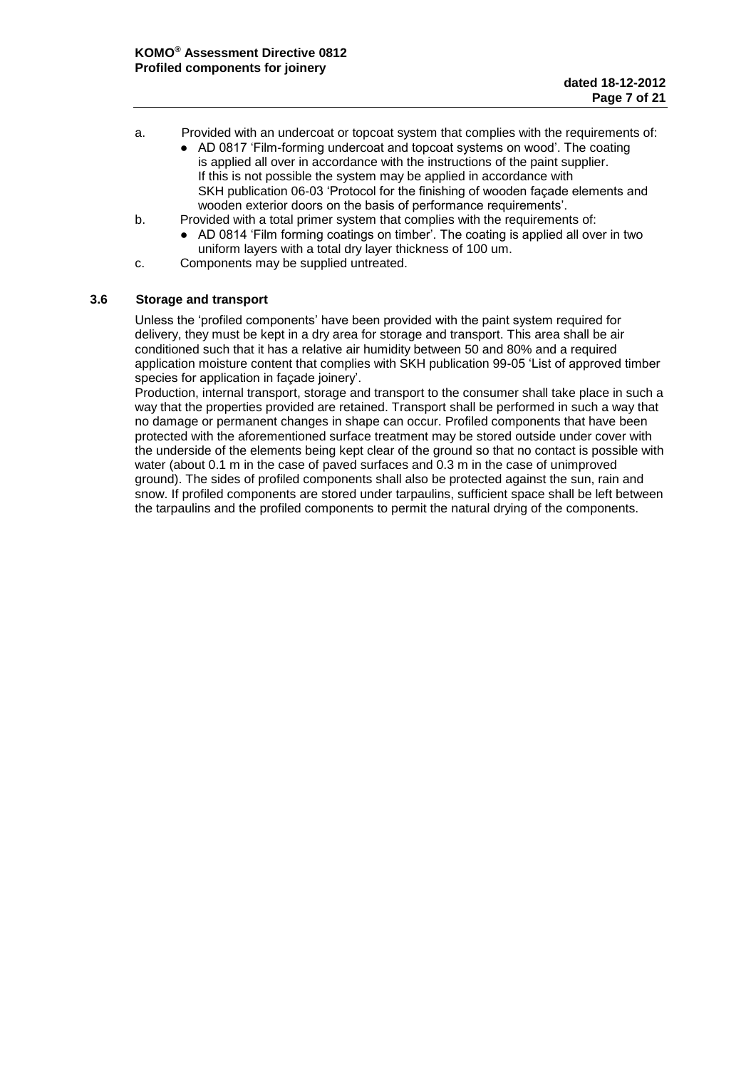a. Provided with an undercoat or topcoat system that complies with the requirements of:
   - AD 0817 'Film-forming undercoat and topcoat systems on wood'. The coating is applied all over in accordance with the instructions of the paint supplier. If this is not possible the system may be applied in accordance with SKH publication 06-03 'Protocol for the finishing of wooden façade elements and wooden exterior doors on the basis of performance requirements'.

b. Provided with a total primer system that complies with the requirements of:
   - AD 0814 'Film forming coatings on timber'. The coating is applied all over in two uniform layers with a total dry layer thickness of 100 um.

c. Components may be supplied untreated.

### 3.6 Storage and transport

Unless the 'profiled components' have been provided with the paint system required for delivery, they must be kept in a dry area for storage and transport. This area shall be air conditioned such that it has a relative air humidity between 50 and 80% and a required application moisture content that complies with SKH publication 99-05 'List of approved timber species for application in façade joinery'.

Production, internal transport, storage and transport to the consumer shall take place in such a way that the properties provided are retained. Transport shall be performed in such a way that no damage or permanent changes in shape can occur. Profiled components that have been protected with the aforementioned surface treatment may be stored outside under cover with the underside of the elements being kept clear of the ground so that no contact is possible with water (about 0.1 m in the case of paved surfaces and 0.3 m in the case of unimproved ground). The sides of profiled components shall also be protected against the sun, rain and snow. If profiled components are stored under tarpaulins, sufficient space shall be left between the tarpaulins and the profiled components to permit the natural drying of the components.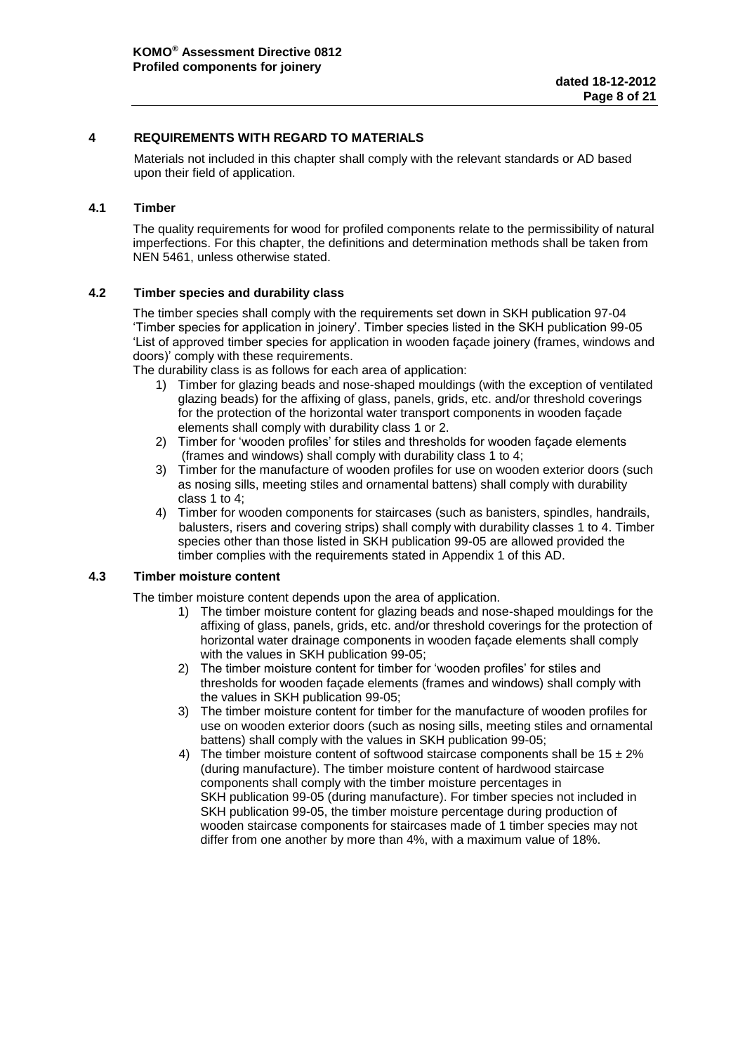## 4 REQUIREMENTS WITH REGARD TO MATERIALS

Materials not included in this chapter shall comply with the relevant standards or AD based upon their field of application.

### 4.1 Timber

The quality requirements for wood for profiled components relate to the permissibility of natural imperfections. For this chapter, the definitions and determination methods shall be taken from NEN 5461, unless otherwise stated.

### 4.2 Timber species and durability class

The timber species shall comply with the requirements set down in SKH publication 97-04 'Timber species for application in joinery'. Timber species listed in the SKH publication 99-05 'List of approved timber species for application in wooden façade joinery (frames, windows and doors)' comply with these requirements.

The durability class is as follows for each area of application:

1) Timber for glazing beads and nose-shaped mouldings (with the exception of ventilated glazing beads) for the affixing of glass, panels, grids, etc. and/or threshold coverings for the protection of the horizontal water transport components in wooden façade elements shall comply with durability class 1 or 2.
2) Timber for 'wooden profiles' for stiles and thresholds for wooden façade elements (frames and windows) shall comply with durability class 1 to 4;
3) Timber for the manufacture of wooden profiles for use on wooden exterior doors (such as nosing sills, meeting stiles and ornamental battens) shall comply with durability class 1 to 4;
4) Timber for wooden components for staircases (such as banisters, spindles, handrails, balusters, risers and covering strips) shall comply with durability classes 1 to 4. Timber species other than those listed in SKH publication 99-05 are allowed provided the timber complies with the requirements stated in Appendix 1 of this AD.

### 4.3 Timber moisture content

The timber moisture content depends upon the area of application.

1) The timber moisture content for glazing beads and nose-shaped mouldings for the affixing of glass, panels, grids, etc. and/or threshold coverings for the protection of horizontal water drainage components in wooden façade elements shall comply with the values in SKH publication 99-05;
2) The timber moisture content for timber for 'wooden profiles' for stiles and thresholds for wooden façade elements (frames and windows) shall comply with the values in SKH publication 99-05;
3) The timber moisture content for timber for the manufacture of wooden profiles for use on wooden exterior doors (such as nosing sills, meeting stiles and ornamental battens) shall comply with the values in SKH publication 99-05;
4) The timber moisture content of softwood staircase components shall be $15 \pm 2\%$ (during manufacture). The timber moisture content of hardwood staircase components shall comply with the timber moisture percentages in SKH publication 99-05 (during manufacture). For timber species not included in SKH publication 99-05, the timber moisture percentage during production of wooden staircase components for staircases made of 1 timber species may not differ from one another by more than 4%, with a maximum value of 18%.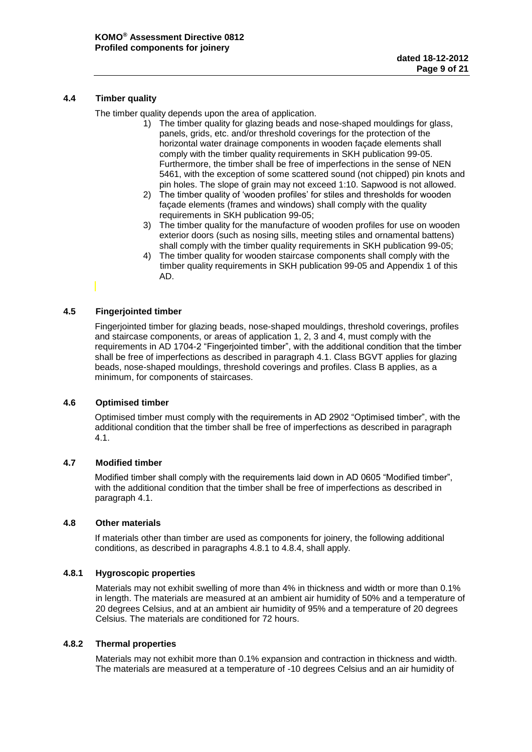### 4.4 Timber quality

The timber quality depends upon the area of application.

1) The timber quality for glazing beads and nose-shaped mouldings for glass, panels, grids, etc. and/or threshold coverings for the protection of the horizontal water drainage components in wooden façade elements shall comply with the timber quality requirements in SKH publication 99-05. Furthermore, the timber shall be free of imperfections in the sense of NEN 5461, with the exception of some scattered sound (not chipped) pin knots and pin holes. The slope of grain may not exceed 1:10. Sapwood is not allowed.
2) The timber quality of 'wooden profiles' for stiles and thresholds for wooden façade elements (frames and windows) shall comply with the quality requirements in SKH publication 99-05;
3) The timber quality for the manufacture of wooden profiles for use on wooden exterior doors (such as nosing sills, meeting stiles and ornamental battens) shall comply with the timber quality requirements in SKH publication 99-05;
4) The timber quality for wooden staircase components shall comply with the timber quality requirements in SKH publication 99-05 and Appendix 1 of this AD.

### 4.5 Fingerjointed timber

Fingerjointed timber for glazing beads, nose-shaped mouldings, threshold coverings, profiles and staircase components, or areas of application 1, 2, 3 and 4, must comply with the requirements in AD 1704-2 "Fingerjointed timber", with the additional condition that the timber shall be free of imperfections as described in paragraph 4.1. Class BGVT applies for glazing beads, nose-shaped mouldings, threshold coverings and profiles. Class B applies, as a minimum, for components of staircases.

### 4.6 Optimised timber

Optimised timber must comply with the requirements in AD 2902 "Optimised timber", with the additional condition that the timber shall be free of imperfections as described in paragraph 4.1.

### 4.7 Modified timber

Modified timber shall comply with the requirements laid down in AD 0605 "Modified timber", with the additional condition that the timber shall be free of imperfections as described in paragraph 4.1.

### 4.8 Other materials

If materials other than timber are used as components for joinery, the following additional conditions, as described in paragraphs 4.8.1 to 4.8.4, shall apply.

#### 4.8.1 Hygroscopic properties

Materials may not exhibit swelling of more than 4% in thickness and width or more than 0.1% in length. The materials are measured at an ambient air humidity of 50% and a temperature of 20 degrees Celsius, and at an ambient air humidity of 95% and a temperature of 20 degrees Celsius. The materials are conditioned for 72 hours.

#### 4.8.2 Thermal properties

Materials may not exhibit more than 0.1% expansion and contraction in thickness and width. The materials are measured at a temperature of -10 degrees Celsius and an air humidity of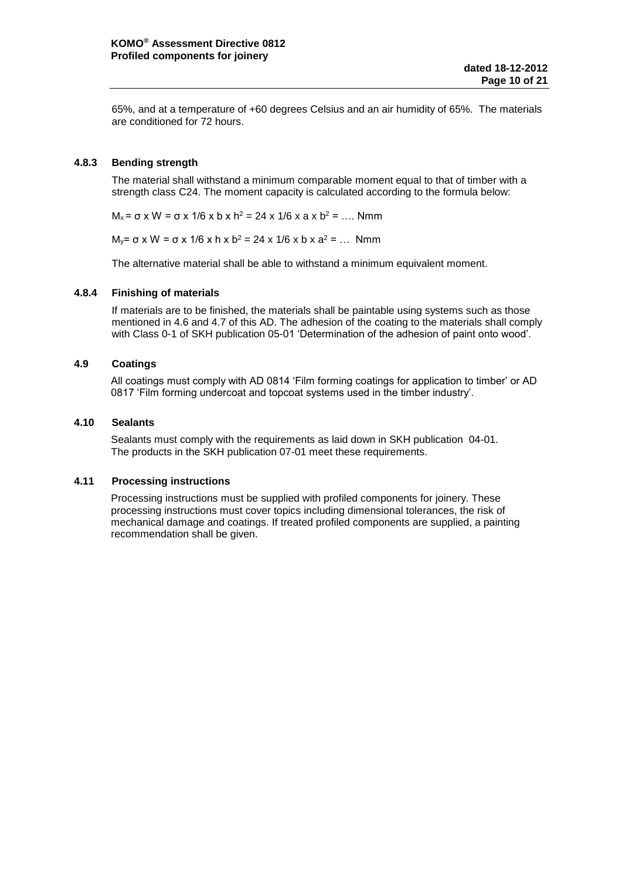65%, and at a temperature of +60 degrees Celsius and an air humidity of 65%. The materials are conditioned for 72 hours.

### 4.8.3 Bending strength

The material shall withstand a minimum comparable moment equal to that of timber with a strength class C24. The moment capacity is calculated according to the formula below:

$M_x = \sigma \times W = \sigma \times 1/6 \times b \times h^2 = 24 \times 1/6 \times a \times b^2 = \ldots$ Nmm

$M_y = \sigma \times W = \sigma \times 1/6 \times h \times b^2 = 24 \times 1/6 \times b \times a^2 = \ldots$ Nmm

The alternative material shall be able to withstand a minimum equivalent moment.

### 4.8.4 Finishing of materials

If materials are to be finished, the materials shall be paintable using systems such as those mentioned in 4.6 and 4.7 of this AD. The adhesion of the coating to the materials shall comply with Class 0-1 of SKH publication 05-01 'Determination of the adhesion of paint onto wood'.

## 4.9 Coatings

All coatings must comply with AD 0814 'Film forming coatings for application to timber' or AD 0817 'Film forming undercoat and topcoat systems used in the timber industry'.

## 4.10 Sealants

Sealants must comply with the requirements as laid down in SKH publication 04-01. The products in the SKH publication 07-01 meet these requirements.

## 4.11 Processing instructions

Processing instructions must be supplied with profiled components for joinery. These processing instructions must cover topics including dimensional tolerances, the risk of mechanical damage and coatings. If treated profiled components are supplied, a painting recommendation shall be given.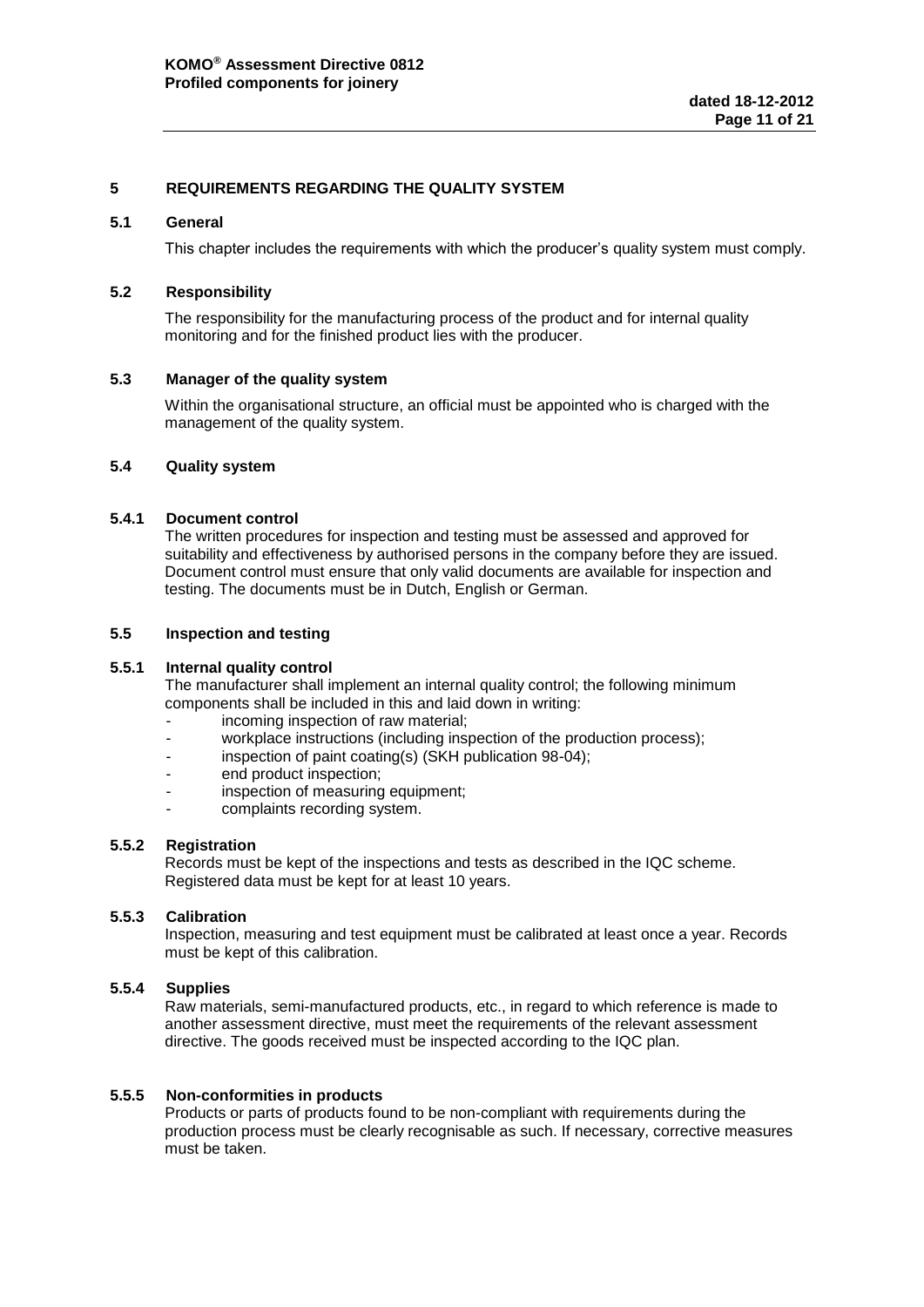## 5 REQUIREMENTS REGARDING THE QUALITY SYSTEM

### 5.1 General

This chapter includes the requirements with which the producer's quality system must comply.

### 5.2 Responsibility

The responsibility for the manufacturing process of the product and for internal quality monitoring and for the finished product lies with the producer.

### 5.3 Manager of the quality system

Within the organisational structure, an official must be appointed who is charged with the management of the quality system.

### 5.4 Quality system

#### 5.4.1 Document control

The written procedures for inspection and testing must be assessed and approved for suitability and effectiveness by authorised persons in the company before they are issued. Document control must ensure that only valid documents are available for inspection and testing. The documents must be in Dutch, English or German.

### 5.5 Inspection and testing

#### 5.5.1 Internal quality control

The manufacturer shall implement an internal quality control; the following minimum components shall be included in this and laid down in writing:

- incoming inspection of raw material;
- workplace instructions (including inspection of the production process);
- inspection of paint coating(s) (SKH publication 98-04);
- end product inspection;
- inspection of measuring equipment;
- complaints recording system.

#### 5.5.2 Registration

Records must be kept of the inspections and tests as described in the IQC scheme. Registered data must be kept for at least 10 years.

#### 5.5.3 Calibration

Inspection, measuring and test equipment must be calibrated at least once a year. Records must be kept of this calibration.

#### 5.5.4 Supplies

Raw materials, semi-manufactured products, etc., in regard to which reference is made to another assessment directive, must meet the requirements of the relevant assessment directive. The goods received must be inspected according to the IQC plan.

#### 5.5.5 Non-conformities in products

Products or parts of products found to be non-compliant with requirements during the production process must be clearly recognisable as such. If necessary, corrective measures must be taken.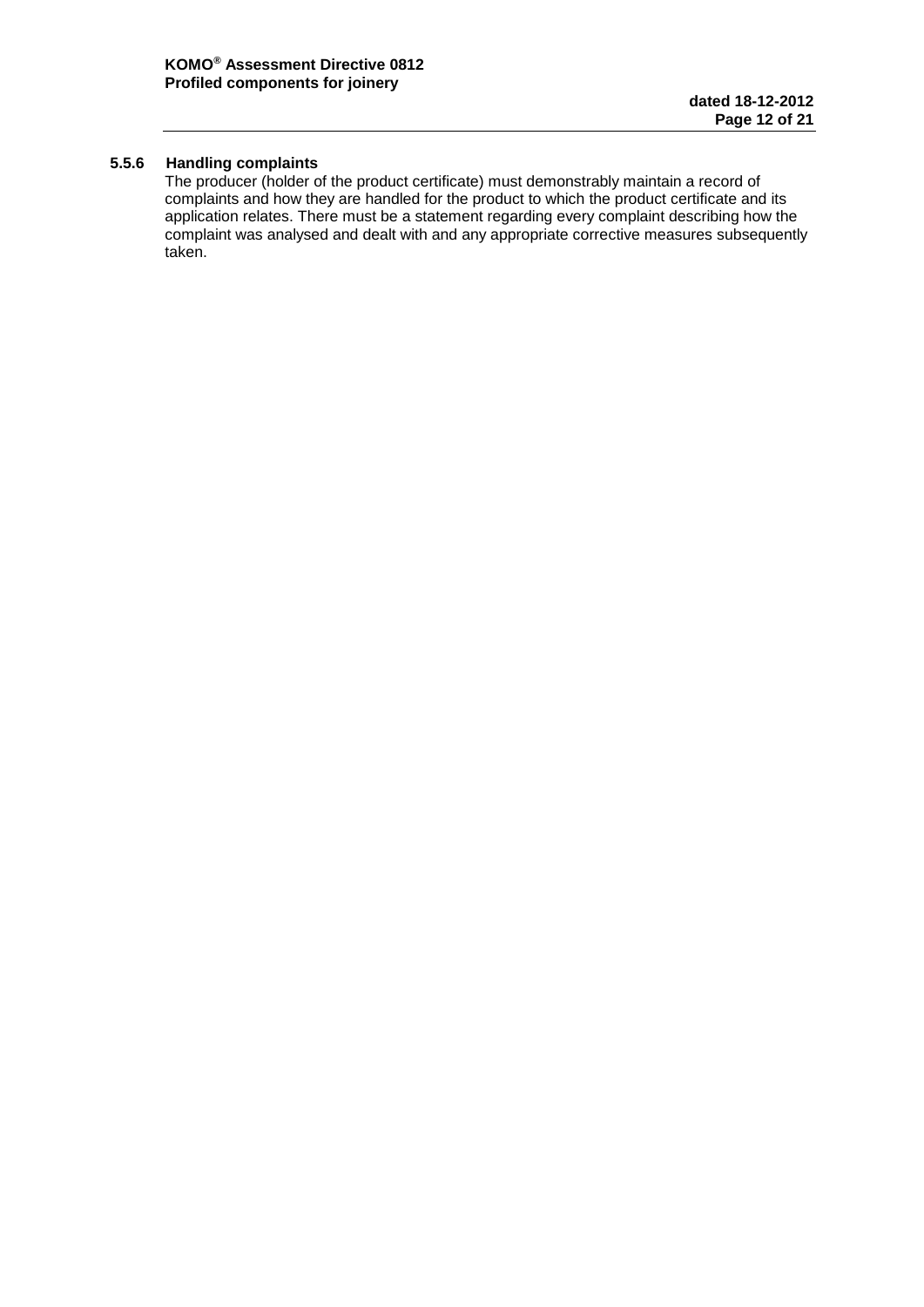### 5.5.6 Handling complaints

The producer (holder of the product certificate) must demonstrably maintain a record of complaints and how they are handled for the product to which the product certificate and its application relates. There must be a statement regarding every complaint describing how the complaint was analysed and dealt with and any appropriate corrective measures subsequently taken.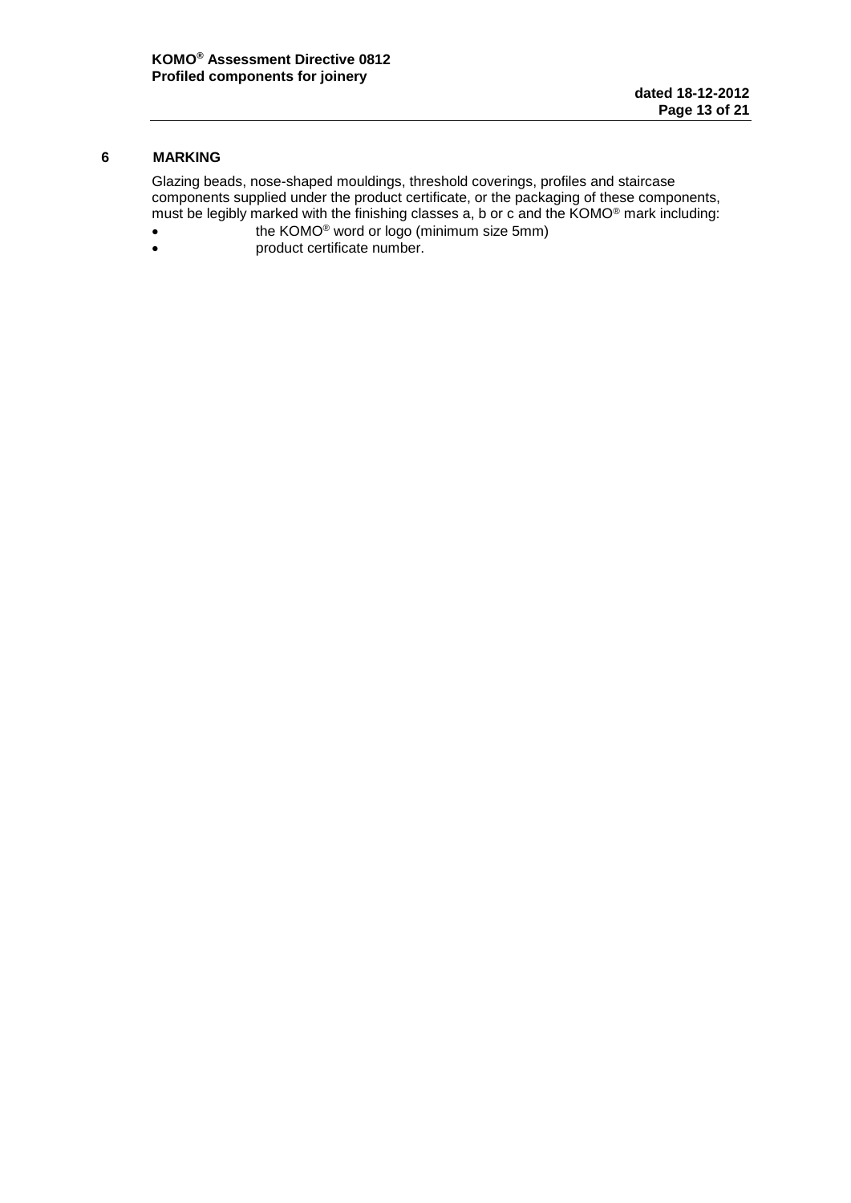## 6 MARKING

Glazing beads, nose-shaped mouldings, threshold coverings, profiles and staircase components supplied under the product certificate, or the packaging of these components, must be legibly marked with the finishing classes a, b or c and the KOMO® mark including:

- the KOMO® word or logo (minimum size 5mm)
- product certificate number.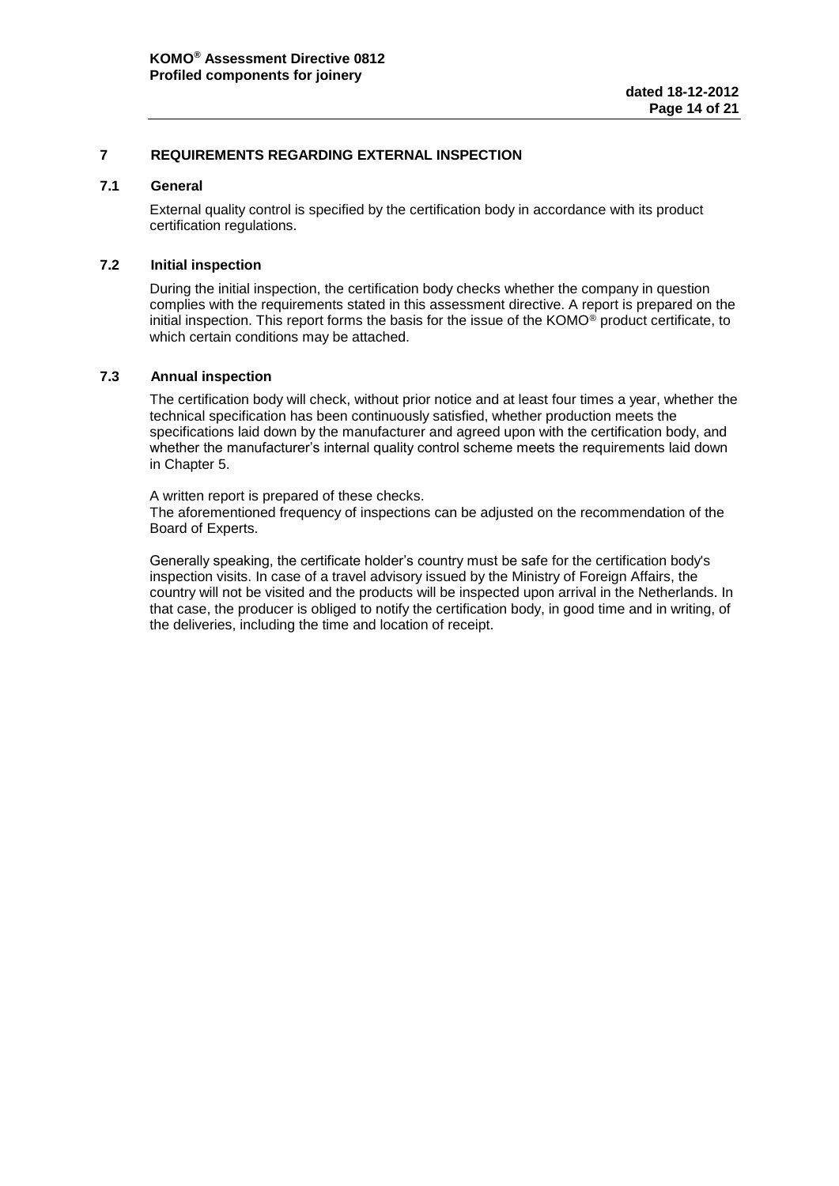# 7 REQUIREMENTS REGARDING EXTERNAL INSPECTION

## 7.1 General

External quality control is specified by the certification body in accordance with its product certification regulations.

## 7.2 Initial inspection

During the initial inspection, the certification body checks whether the company in question complies with the requirements stated in this assessment directive. A report is prepared on the initial inspection. This report forms the basis for the issue of the KOMO® product certificate, to which certain conditions may be attached.

## 7.3 Annual inspection

The certification body will check, without prior notice and at least four times a year, whether the technical specification has been continuously satisfied, whether production meets the specifications laid down by the manufacturer and agreed upon with the certification body, and whether the manufacturer's internal quality control scheme meets the requirements laid down in Chapter 5.

A written report is prepared of these checks.
The aforementioned frequency of inspections can be adjusted on the recommendation of the Board of Experts.

Generally speaking, the certificate holder's country must be safe for the certification body's inspection visits. In case of a travel advisory issued by the Ministry of Foreign Affairs, the country will not be visited and the products will be inspected upon arrival in the Netherlands. In that case, the producer is obliged to notify the certification body, in good time and in writing, of the deliveries, including the time and location of receipt.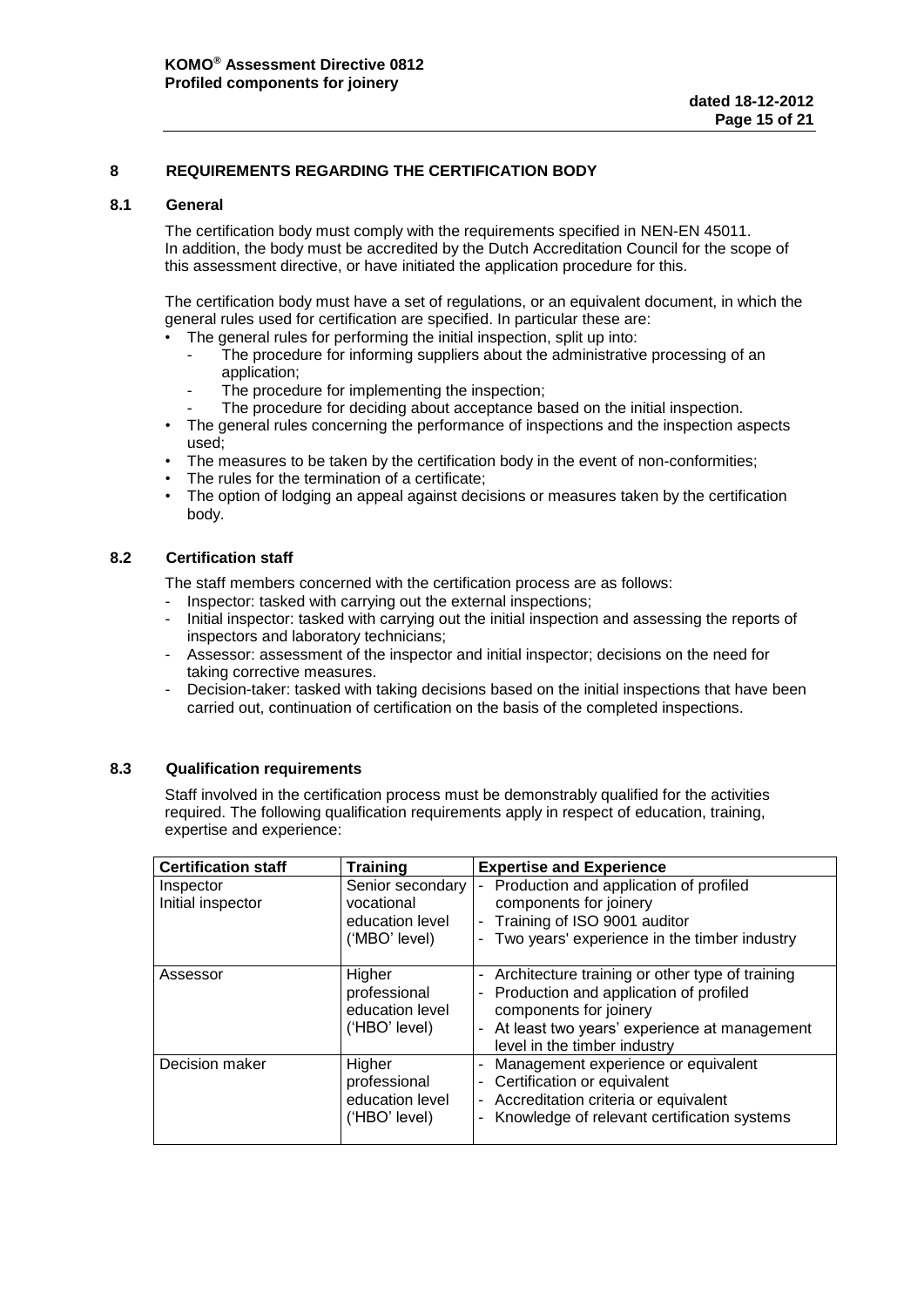## 8 REQUIREMENTS REGARDING THE CERTIFICATION BODY

### 8.1 General

The certification body must comply with the requirements specified in NEN-EN 45011. In addition, the body must be accredited by the Dutch Accreditation Council for the scope of this assessment directive, or have initiated the application procedure for this.

The certification body must have a set of regulations, or an equivalent document, in which the general rules used for certification are specified. In particular these are:

- The general rules for performing the initial inspection, split up into:
  - The procedure for informing suppliers about the administrative processing of an application;
  - The procedure for implementing the inspection;
  - The procedure for deciding about acceptance based on the initial inspection.
- The general rules concerning the performance of inspections and the inspection aspects used;
- The measures to be taken by the certification body in the event of non-conformities;
- The rules for the termination of a certificate;
- The option of lodging an appeal against decisions or measures taken by the certification body.

### 8.2 Certification staff

The staff members concerned with the certification process are as follows:

- Inspector: tasked with carrying out the external inspections;
- Initial inspector: tasked with carrying out the initial inspection and assessing the reports of inspectors and laboratory technicians;
- Assessor: assessment of the inspector and initial inspector; decisions on the need for taking corrective measures.
- Decision-taker: tasked with taking decisions based on the initial inspections that have been carried out, continuation of certification on the basis of the completed inspections.

### 8.3 Qualification requirements

Staff involved in the certification process must be demonstrably qualified for the activities required. The following qualification requirements apply in respect of education, training, expertise and experience:

| Certification staff | Training | Expertise and Experience |
|---|---|---|
| Inspector<br>Initial inspector | Senior secondary vocational education level ('MBO' level) | - Production and application of profiled components for joinery<br>- Training of ISO 9001 auditor<br>- Two years' experience in the timber industry |
| Assessor | Higher professional education level ('HBO' level) | - Architecture training or other type of training<br>- Production and application of profiled components for joinery<br>- At least two years' experience at management level in the timber industry |
| Decision maker | Higher professional education level ('HBO' level) | - Management experience or equivalent<br>- Certification or equivalent<br>- Accreditation criteria or equivalent<br>- Knowledge of relevant certification systems |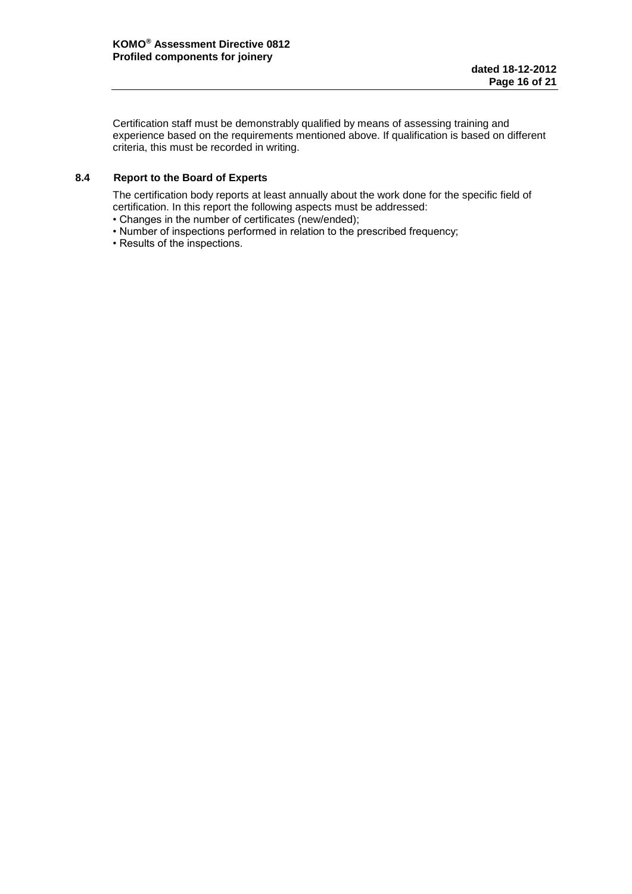Certification staff must be demonstrably qualified by means of assessing training and experience based on the requirements mentioned above. If qualification is based on different criteria, this must be recorded in writing.

### 8.4 Report to the Board of Experts

The certification body reports at least annually about the work done for the specific field of certification. In this report the following aspects must be addressed:

- Changes in the number of certificates (new/ended);
- Number of inspections performed in relation to the prescribed frequency;
- Results of the inspections.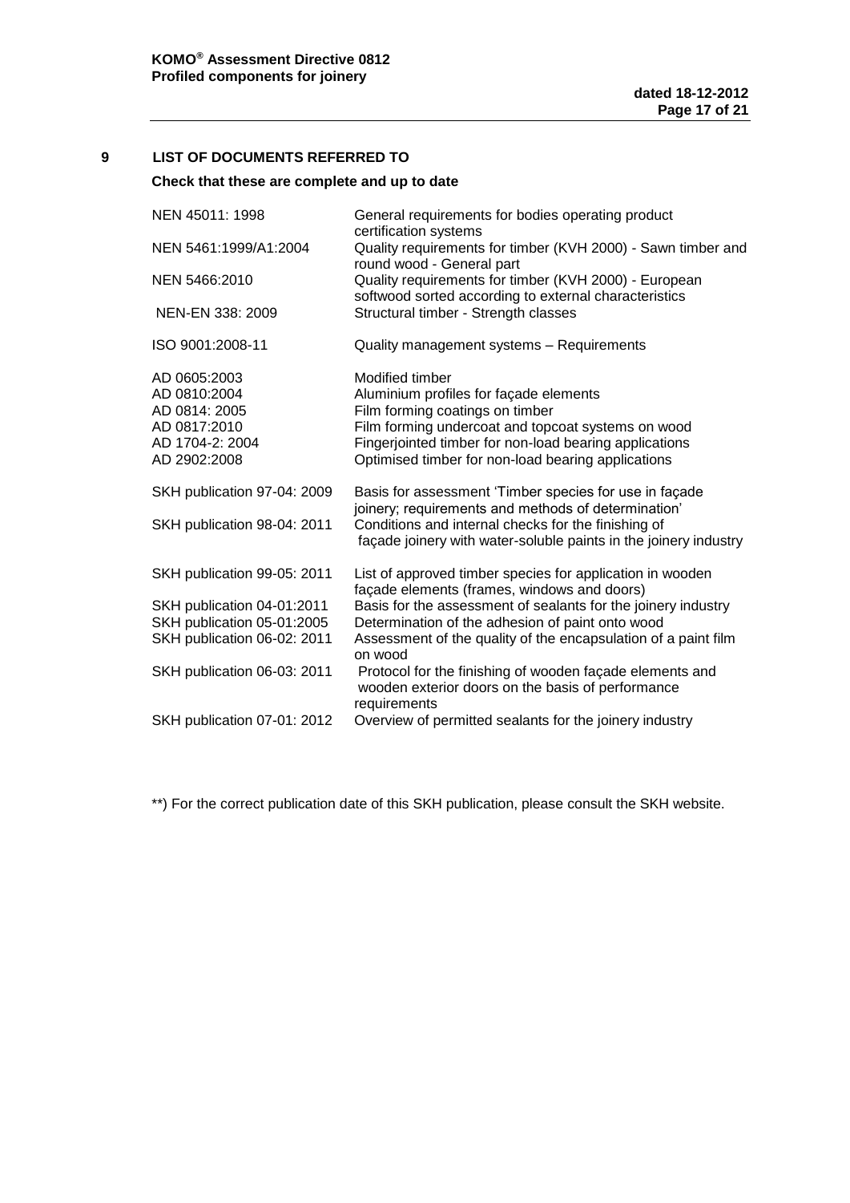## 9 LIST OF DOCUMENTS REFERRED TO

**Check that these are complete and up to date**

| | |
|---|---|
| NEN 45011: 1998 | General requirements for bodies operating product certification systems |
| NEN 5461:1999/A1:2004 | Quality requirements for timber (KVH 2000) - Sawn timber and round wood - General part |
| NEN 5466:2010 | Quality requirements for timber (KVH 2000) - European softwood sorted according to external characteristics |
| NEN-EN 338: 2009 | Structural timber - Strength classes |
| ISO 9001:2008-11 | Quality management systems – Requirements |
| AD 0605:2003 | Modified timber |
| AD 0810:2004 | Aluminium profiles for façade elements |
| AD 0814: 2005 | Film forming coatings on timber |
| AD 0817:2010 | Film forming undercoat and topcoat systems on wood |
| AD 1704-2: 2004 | Fingerjointed timber for non-load bearing applications |
| AD 2902:2008 | Optimised timber for non-load bearing applications |
| SKH publication 97-04: 2009 | Basis for assessment 'Timber species for use in façade joinery; requirements and methods of determination' |
| SKH publication 98-04: 2011 | Conditions and internal checks for the finishing of façade joinery with water-soluble paints in the joinery industry |
| SKH publication 99-05: 2011 | List of approved timber species for application in wooden façade elements (frames, windows and doors) |
| SKH publication 04-01:2011 | Basis for the assessment of sealants for the joinery industry |
| SKH publication 05-01:2005 | Determination of the adhesion of paint onto wood |
| SKH publication 06-02: 2011 | Assessment of the quality of the encapsulation of a paint film on wood |
| SKH publication 06-03: 2011 | Protocol for the finishing of wooden façade elements and wooden exterior doors on the basis of performance requirements |
| SKH publication 07-01: 2012 | Overview of permitted sealants for the joinery industry |

**) For the correct publication date of this SKH publication, please consult the SKH website.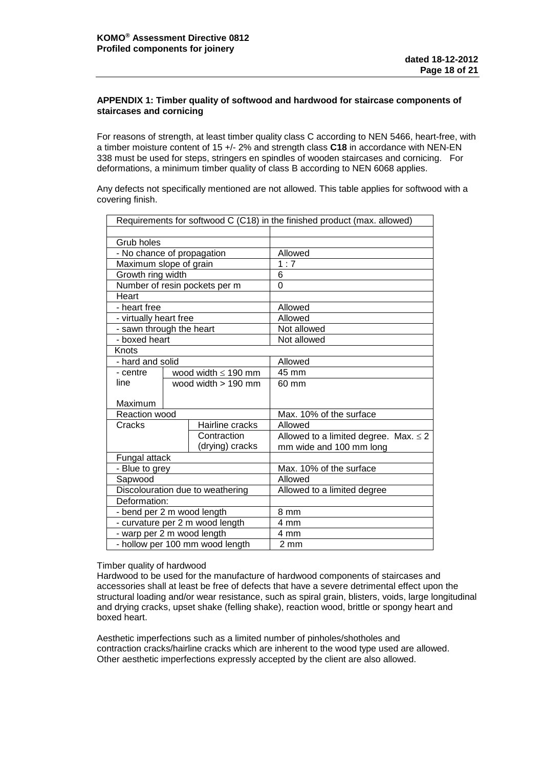**APPENDIX 1: Timber quality of softwood and hardwood for staircase components of staircases and cornicing**

For reasons of strength, at least timber quality class C according to NEN 5466, heart-free, with a timber moisture content of 15 +/- 2% and strength class **C18** in accordance with NEN-EN 338 must be used for steps, stringers en spindles of wooden staircases and cornicing. For deformations, a minimum timber quality of class B according to NEN 6068 applies.

Any defects not specifically mentioned are not allowed. This table applies for softwood with a covering finish.

| Requirements for softwood C (C18) in the finished product (max. allowed) | | | |
|---|---|---|---|
| | | | |
| Grub holes | | | |
| - No chance of propagation | | | Allowed |
| Maximum slope of grain | | | 1 : 7 |
| Growth ring width | | | 6 |
| Number of resin pockets per m | | | 0 |
| Heart | | | |
| - heart free | | | Allowed |
| - virtually heart free | | | Allowed |
| - sawn through the heart | | | Not allowed |
| - boxed heart | | | Not allowed |
| Knots | | | |
| - hard and solid | | | Allowed |
| - centre line Maximum | wood width ≤ 190 mm | | 45 mm |
| | wood width > 190 mm | | 60 mm |
| Reaction wood | | | Max. 10% of the surface |
| Cracks | | Hairline cracks | Allowed |
| | | Contraction (drying) cracks | Allowed to a limited degree. Max. ≤ 2 mm wide and 100 mm long |
| Fungal attack | | | |
| - Blue to grey | | | Max. 10% of the surface |
| Sapwood | | | Allowed |
| Discolouration due to weathering | | | Allowed to a limited degree |
| Deformation: | | | |
| - bend per 2 m wood length | | | 8 mm |
| - curvature per 2 m wood length | | | 4 mm |
| - warp per 2 m wood length | | | 4 mm |
| - hollow per 100 mm wood length | | | 2 mm |

Timber quality of hardwood
Hardwood to be used for the manufacture of hardwood components of staircases and accessories shall at least be free of defects that have a severe detrimental effect upon the structural loading and/or wear resistance, such as spiral grain, blisters, voids, large longitudinal and drying cracks, upset shake (felling shake), reaction wood, brittle or spongy heart and boxed heart.

Aesthetic imperfections such as a limited number of pinholes/shotholes and contraction cracks/hairline cracks which are inherent to the wood type used are allowed. Other aesthetic imperfections expressly accepted by the client are also allowed.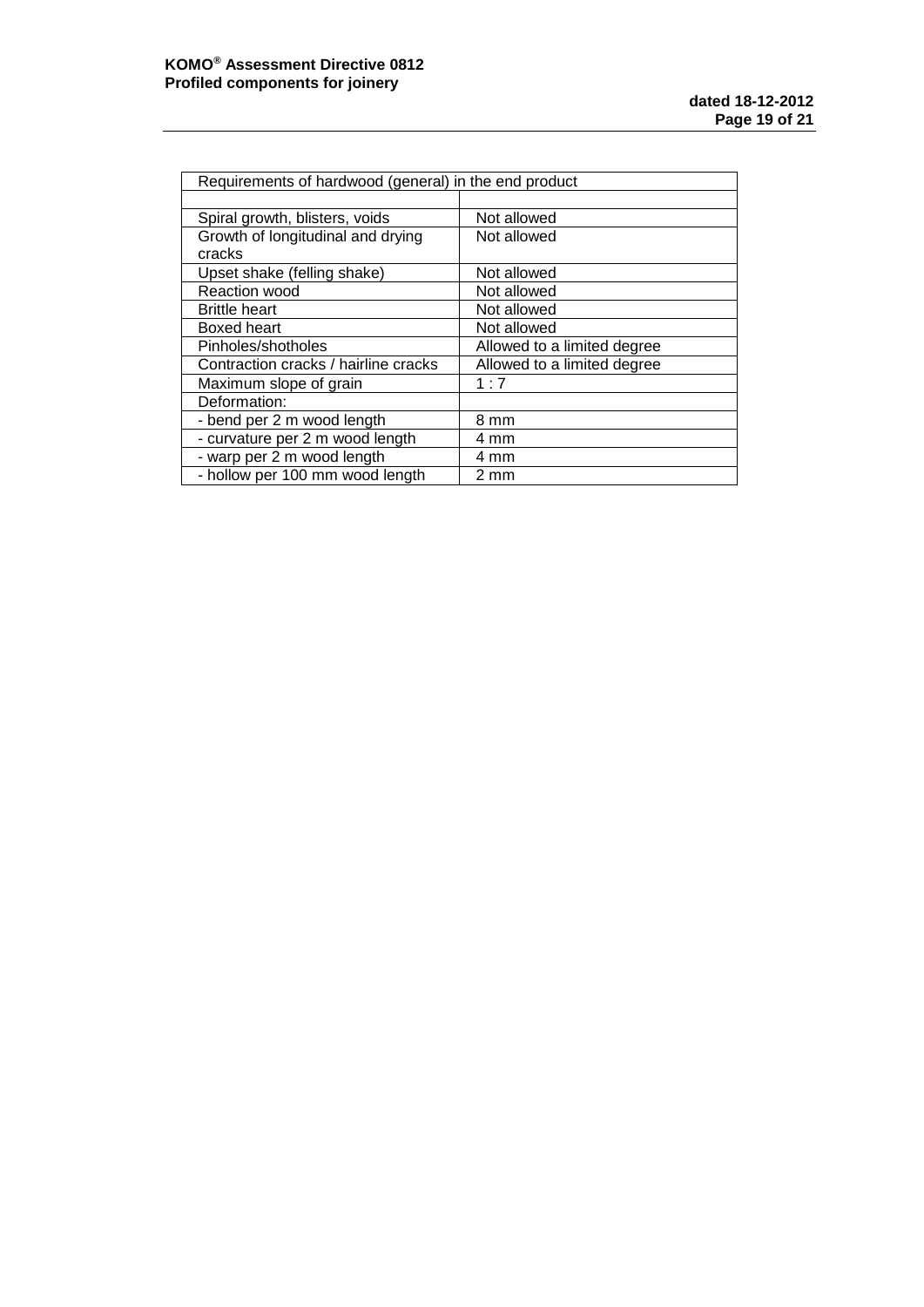| Requirements of hardwood (general) in the end product | |
|---|---|
| | |
| Spiral growth, blisters, voids | Not allowed |
| Growth of longitudinal and drying cracks | Not allowed |
| Upset shake (felling shake) | Not allowed |
| Reaction wood | Not allowed |
| Brittle heart | Not allowed |
| Boxed heart | Not allowed |
| Pinholes/shotholes | Allowed to a limited degree |
| Contraction cracks / hairline cracks | Allowed to a limited degree |
| Maximum slope of grain | 1 : 7 |
| Deformation: | |
| - bend per 2 m wood length | 8 mm |
| - curvature per 2 m wood length | 4 mm |
| - warp per 2 m wood length | 4 mm |
| - hollow per 100 mm wood length | 2 mm |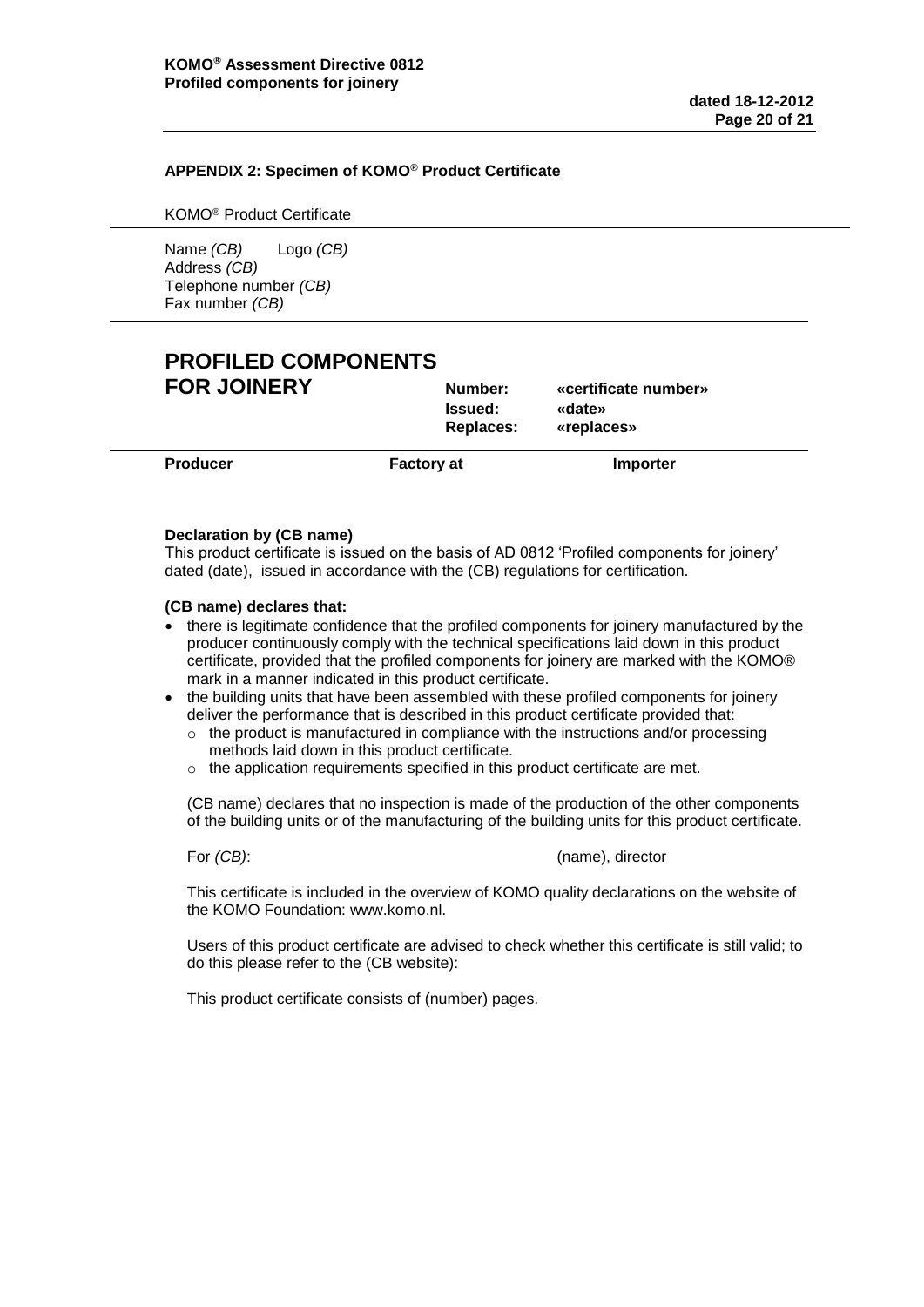### APPENDIX 2: Specimen of KOMO® Product Certificate

KOMO® Product Certificate

Name *(CB)* Logo *(CB)*
Address *(CB)*
Telephone number *(CB)*
Fax number *(CB)*

# PROFILED COMPONENTS FOR JOINERY

**Number:** «certificate number»
**Issued:** «date»
**Replaces:** «replaces»

| **Producer** | **Factory at** | **Importer** |
|---|---|---|

**Declaration by (CB name)**
This product certificate is issued on the basis of AD 0812 'Profiled components for joinery' dated (date), issued in accordance with the (CB) regulations for certification.

**(CB name) declares that:**

- there is legitimate confidence that the profiled components for joinery manufactured by the producer continuously comply with the technical specifications laid down in this product certificate, provided that the profiled components for joinery are marked with the KOMO® mark in a manner indicated in this product certificate.
- the building units that have been assembled with these profiled components for joinery deliver the performance that is described in this product certificate provided that:
  - the product is manufactured in compliance with the instructions and/or processing methods laid down in this product certificate.
  - the application requirements specified in this product certificate are met.

(CB name) declares that no inspection is made of the production of the other components of the building units or of the manufacturing of the building units for this product certificate.

For *(CB)*: (name), director

This certificate is included in the overview of KOMO quality declarations on the website of the KOMO Foundation: www.komo.nl.

Users of this product certificate are advised to check whether this certificate is still valid; to do this please refer to the (CB website):

This product certificate consists of (number) pages.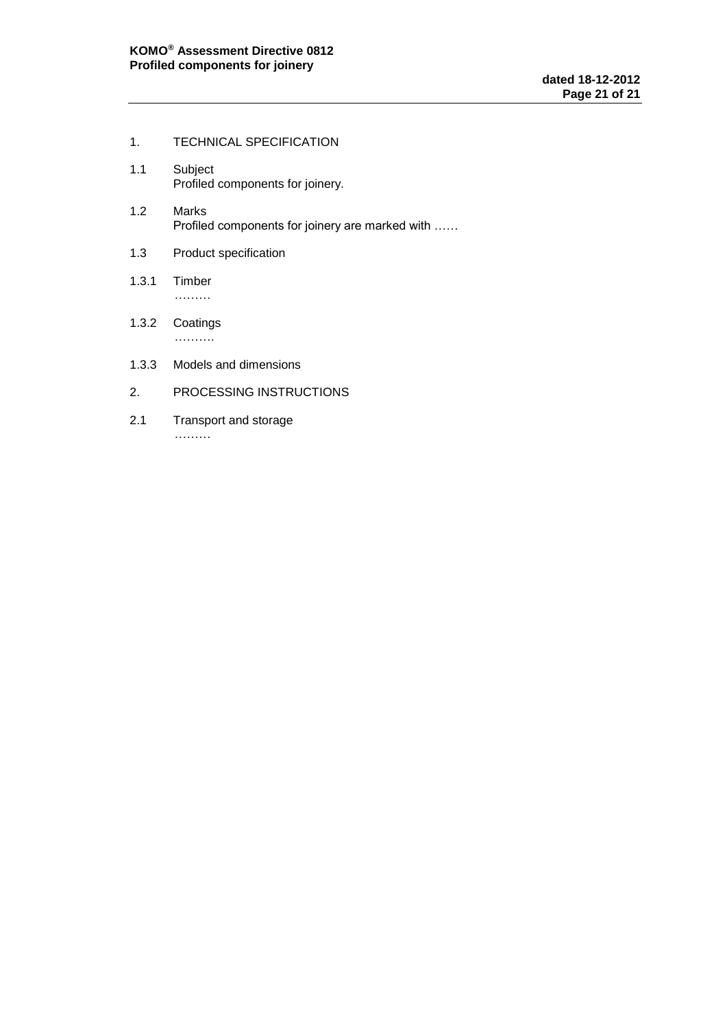1. TECHNICAL SPECIFICATION

1.1 Subject
Profiled components for joinery.

1.2 Marks
Profiled components for joinery are marked with ……

1.3 Product specification

1.3.1 Timber
………

1.3.2 Coatings
……….

1.3.3 Models and dimensions

2. PROCESSING INSTRUCTIONS

2.1 Transport and storage
………